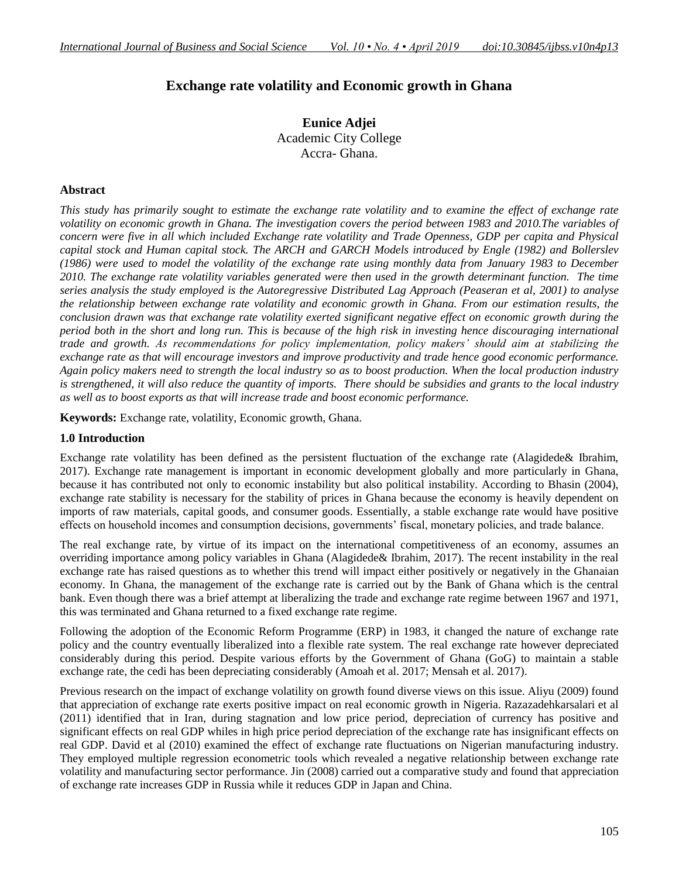# Exchange rate volatility and Economic growth in Ghana

**Eunice Adjei**
Academic City College
Accra- Ghana.

### Abstract

*This study has primarily sought to estimate the exchange rate volatility and to examine the effect of exchange rate volatility on economic growth in Ghana. The investigation covers the period between 1983 and 2010.The variables of concern were five in all which included Exchange rate volatility and Trade Openness, GDP per capita and Physical capital stock and Human capital stock. The ARCH and GARCH Models introduced by Engle (1982) and Bollerslev (1986) were used to model the volatility of the exchange rate using monthly data from January 1983 to December 2010. The exchange rate volatility variables generated were then used in the growth determinant function. The time series analysis the study employed is the Autoregressive Distributed Lag Approach (Peaseran et al, 2001) to analyse the relationship between exchange rate volatility and economic growth in Ghana. From our estimation results, the conclusion drawn was that exchange rate volatility exerted significant negative effect on economic growth during the period both in the short and long run. This is because of the high risk in investing hence discouraging international trade and growth. As recommendations for policy implementation, policy makers' should aim at stabilizing the exchange rate as that will encourage investors and improve productivity and trade hence good economic performance. Again policy makers need to strength the local industry so as to boost production. When the local production industry is strengthened, it will also reduce the quantity of imports. There should be subsidies and grants to the local industry as well as to boost exports as that will increase trade and boost economic performance.*

**Keywords:** Exchange rate, volatility, Economic growth, Ghana.

### 1.0 Introduction

Exchange rate volatility has been defined as the persistent fluctuation of the exchange rate (Alagidede& Ibrahim, 2017). Exchange rate management is important in economic development globally and more particularly in Ghana, because it has contributed not only to economic instability but also political instability. According to Bhasin (2004), exchange rate stability is necessary for the stability of prices in Ghana because the economy is heavily dependent on imports of raw materials, capital goods, and consumer goods. Essentially, a stable exchange rate would have positive effects on household incomes and consumption decisions, governments' fiscal, monetary policies, and trade balance.

The real exchange rate, by virtue of its impact on the international competitiveness of an economy, assumes an overriding importance among policy variables in Ghana (Alagidede& Ibrahim, 2017). The recent instability in the real exchange rate has raised questions as to whether this trend will impact either positively or negatively in the Ghanaian economy. In Ghana, the management of the exchange rate is carried out by the Bank of Ghana which is the central bank. Even though there was a brief attempt at liberalizing the trade and exchange rate regime between 1967 and 1971, this was terminated and Ghana returned to a fixed exchange rate regime.

Following the adoption of the Economic Reform Programme (ERP) in 1983, it changed the nature of exchange rate policy and the country eventually liberalized into a flexible rate system. The real exchange rate however depreciated considerably during this period. Despite various efforts by the Government of Ghana (GoG) to maintain a stable exchange rate, the cedi has been depreciating considerably (Amoah et al. 2017; Mensah et al. 2017).

Previous research on the impact of exchange volatility on growth found diverse views on this issue. Aliyu (2009) found that appreciation of exchange rate exerts positive impact on real economic growth in Nigeria. Razazadehkarsalari et al (2011) identified that in Iran, during stagnation and low price period, depreciation of currency has positive and significant effects on real GDP whiles in high price period depreciation of the exchange rate has insignificant effects on real GDP. David et al (2010) examined the effect of exchange rate fluctuations on Nigerian manufacturing industry. They employed multiple regression econometric tools which revealed a negative relationship between exchange rate volatility and manufacturing sector performance. Jin (2008) carried out a comparative study and found that appreciation of exchange rate increases GDP in Russia while it reduces GDP in Japan and China.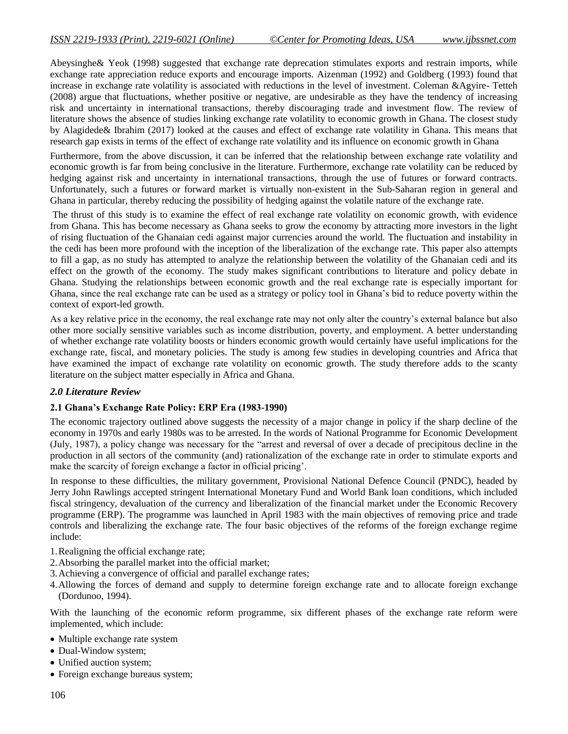Abeysinghe& Yeok (1998) suggested that exchange rate deprecation stimulates exports and restrain imports, while exchange rate appreciation reduce exports and encourage imports. Aizenman (1992) and Goldberg (1993) found that increase in exchange rate volatility is associated with reductions in the level of investment. Coleman &Agyire- Tetteh (2008) argue that fluctuations, whether positive or negative, are undesirable as they have the tendency of increasing risk and uncertainty in international transactions, thereby discouraging trade and investment flow. The review of literature shows the absence of studies linking exchange rate volatility to economic growth in Ghana. The closest study by Alagidede& Ibrahim (2017) looked at the causes and effect of exchange rate volatility in Ghana. This means that research gap exists in terms of the effect of exchange rate volatility and its influence on economic growth in Ghana

Furthermore, from the above discussion, it can be inferred that the relationship between exchange rate volatility and economic growth is far from being conclusive in the literature. Furthermore, exchange rate volatility can be reduced by hedging against risk and uncertainty in international transactions, through the use of futures or forward contracts. Unfortunately, such a futures or forward market is virtually non-existent in the Sub-Saharan region in general and Ghana in particular, thereby reducing the possibility of hedging against the volatile nature of the exchange rate.

The thrust of this study is to examine the effect of real exchange rate volatility on economic growth, with evidence from Ghana. This has become necessary as Ghana seeks to grow the economy by attracting more investors in the light of rising fluctuation of the Ghanaian cedi against major currencies around the world. The fluctuation and instability in the cedi has been more profound with the inception of the liberalization of the exchange rate. This paper also attempts to fill a gap, as no study has attempted to analyze the relationship between the volatility of the Ghanaian cedi and its effect on the growth of the economy. The study makes significant contributions to literature and policy debate in Ghana. Studying the relationships between economic growth and the real exchange rate is especially important for Ghana, since the real exchange rate can be used as a strategy or policy tool in Ghana's bid to reduce poverty within the context of export-led growth.

As a key relative price in the economy, the real exchange rate may not only alter the country's external balance but also other more socially sensitive variables such as income distribution, poverty, and employment. A better understanding of whether exchange rate volatility boosts or hinders economic growth would certainly have useful implications for the exchange rate, fiscal, and monetary policies. The study is among few studies in developing countries and Africa that have examined the impact of exchange rate volatility on economic growth. The study therefore adds to the scanty literature on the subject matter especially in Africa and Ghana.

## *2.0 Literature Review*

### 2.1 Ghana's Exchange Rate Policy: ERP Era (1983-1990)

The economic trajectory outlined above suggests the necessity of a major change in policy if the sharp decline of the economy in 1970s and early 1980s was to be arrested. In the words of National Programme for Economic Development (July, 1987), a policy change was necessary for the "arrest and reversal of over a decade of precipitous decline in the production in all sectors of the community (and) rationalization of the exchange rate in order to stimulate exports and make the scarcity of foreign exchange a factor in official pricing'.

In response to these difficulties, the military government, Provisional National Defence Council (PNDC), headed by Jerry John Rawlings accepted stringent International Monetary Fund and World Bank loan conditions, which included fiscal stringency, devaluation of the currency and liberalization of the financial market under the Economic Recovery programme (ERP). The programme was launched in April 1983 with the main objectives of removing price and trade controls and liberalizing the exchange rate. The four basic objectives of the reforms of the foreign exchange regime include:

1. Realigning the official exchange rate;
2. Absorbing the parallel market into the official market;
3. Achieving a convergence of official and parallel exchange rates;
4. Allowing the forces of demand and supply to determine foreign exchange rate and to allocate foreign exchange (Dordunoo, 1994).

With the launching of the economic reform programme, six different phases of the exchange rate reform were implemented, which include:

- Multiple exchange rate system
- Dual-Window system;
- Unified auction system;
- Foreign exchange bureaus system;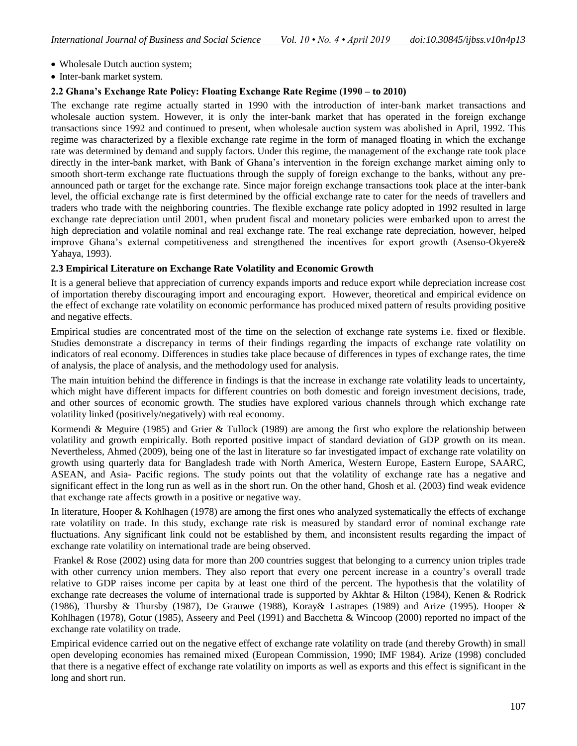- Wholesale Dutch auction system;
- Inter-bank market system.

### 2.2 Ghana's Exchange Rate Policy: Floating Exchange Rate Regime (1990 – to 2010)

The exchange rate regime actually started in 1990 with the introduction of inter-bank market transactions and wholesale auction system. However, it is only the inter-bank market that has operated in the foreign exchange transactions since 1992 and continued to present, when wholesale auction system was abolished in April, 1992. This regime was characterized by a flexible exchange rate regime in the form of managed floating in which the exchange rate was determined by demand and supply factors. Under this regime, the management of the exchange rate took place directly in the inter-bank market, with Bank of Ghana's intervention in the foreign exchange market aiming only to smooth short-term exchange rate fluctuations through the supply of foreign exchange to the banks, without any pre-announced path or target for the exchange rate. Since major foreign exchange transactions took place at the inter-bank level, the official exchange rate is first determined by the official exchange rate to cater for the needs of travellers and traders who trade with the neighboring countries. The flexible exchange rate policy adopted in 1992 resulted in large exchange rate depreciation until 2001, when prudent fiscal and monetary policies were embarked upon to arrest the high depreciation and volatile nominal and real exchange rate. The real exchange rate depreciation, however, helped improve Ghana's external competitiveness and strengthened the incentives for export growth (Asenso-Okyere& Yahaya, 1993).

### 2.3 Empirical Literature on Exchange Rate Volatility and Economic Growth

It is a general believe that appreciation of currency expands imports and reduce export while depreciation increase cost of importation thereby discouraging import and encouraging export. However, theoretical and empirical evidence on the effect of exchange rate volatility on economic performance has produced mixed pattern of results providing positive and negative effects.

Empirical studies are concentrated most of the time on the selection of exchange rate systems i.e. fixed or flexible. Studies demonstrate a discrepancy in terms of their findings regarding the impacts of exchange rate volatility on indicators of real economy. Differences in studies take place because of differences in types of exchange rates, the time of analysis, the place of analysis, and the methodology used for analysis.

The main intuition behind the difference in findings is that the increase in exchange rate volatility leads to uncertainty, which might have different impacts for different countries on both domestic and foreign investment decisions, trade, and other sources of economic growth. The studies have explored various channels through which exchange rate volatility linked (positively/negatively) with real economy.

Kormendi & Meguire (1985) and Grier & Tullock (1989) are among the first who explore the relationship between volatility and growth empirically. Both reported positive impact of standard deviation of GDP growth on its mean. Nevertheless, Ahmed (2009), being one of the last in literature so far investigated impact of exchange rate volatility on growth using quarterly data for Bangladesh trade with North America, Western Europe, Eastern Europe, SAARC, ASEAN, and Asia- Pacific regions. The study points out that the volatility of exchange rate has a negative and significant effect in the long run as well as in the short run. On the other hand, Ghosh et al. (2003) find weak evidence that exchange rate affects growth in a positive or negative way.

In literature, Hooper & Kohlhagen (1978) are among the first ones who analyzed systematically the effects of exchange rate volatility on trade. In this study, exchange rate risk is measured by standard error of nominal exchange rate fluctuations. Any significant link could not be established by them, and inconsistent results regarding the impact of exchange rate volatility on international trade are being observed.

Frankel & Rose (2002) using data for more than 200 countries suggest that belonging to a currency union triples trade with other currency union members. They also report that every one percent increase in a country's overall trade relative to GDP raises income per capita by at least one third of the percent. The hypothesis that the volatility of exchange rate decreases the volume of international trade is supported by Akhtar & Hilton (1984), Kenen & Rodrick (1986), Thursby & Thursby (1987), De Grauwe (1988), Koray& Lastrapes (1989) and Arize (1995). Hooper & Kohlhagen (1978), Gotur (1985), Asseery and Peel (1991) and Bacchetta & Wincoop (2000) reported no impact of the exchange rate volatility on trade.

Empirical evidence carried out on the negative effect of exchange rate volatility on trade (and thereby Growth) in small open developing economies has remained mixed (European Commission, 1990; IMF 1984). Arize (1998) concluded that there is a negative effect of exchange rate volatility on imports as well as exports and this effect is significant in the long and short run.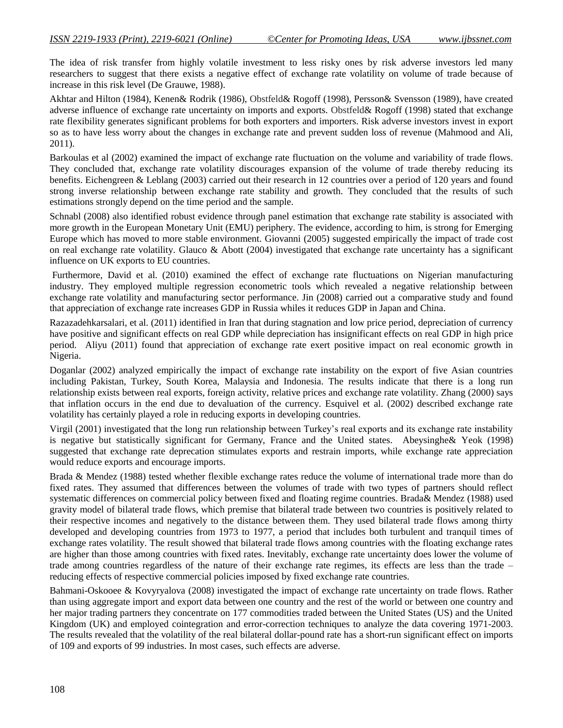The idea of risk transfer from highly volatile investment to less risky ones by risk adverse investors led many researchers to suggest that there exists a negative effect of exchange rate volatility on volume of trade because of increase in this risk level (De Grauwe, 1988).

Akhtar and Hilton (1984), Kenen& Rodrik (1986), Obstfeld& Rogoff (1998), Persson& Svensson (1989), have created adverse influence of exchange rate uncertainty on imports and exports. Obstfeld& Rogoff (1998) stated that exchange rate flexibility generates significant problems for both exporters and importers. Risk adverse investors invest in export so as to have less worry about the changes in exchange rate and prevent sudden loss of revenue (Mahmood and Ali, 2011).

Barkoulas et al (2002) examined the impact of exchange rate fluctuation on the volume and variability of trade flows. They concluded that, exchange rate volatility discourages expansion of the volume of trade thereby reducing its benefits. Eichengreen & Leblang (2003) carried out their research in 12 countries over a period of 120 years and found strong inverse relationship between exchange rate stability and growth. They concluded that the results of such estimations strongly depend on the time period and the sample.

Schnabl (2008) also identified robust evidence through panel estimation that exchange rate stability is associated with more growth in the European Monetary Unit (EMU) periphery. The evidence, according to him, is strong for Emerging Europe which has moved to more stable environment. Giovanni (2005) suggested empirically the impact of trade cost on real exchange rate volatility. Glauco & Abott (2004) investigated that exchange rate uncertainty has a significant influence on UK exports to EU countries.

Furthermore, David et al. (2010) examined the effect of exchange rate fluctuations on Nigerian manufacturing industry. They employed multiple regression econometric tools which revealed a negative relationship between exchange rate volatility and manufacturing sector performance. Jin (2008) carried out a comparative study and found that appreciation of exchange rate increases GDP in Russia whiles it reduces GDP in Japan and China.

Razazadehkarsalari, et al. (2011) identified in Iran that during stagnation and low price period, depreciation of currency have positive and significant effects on real GDP while depreciation has insignificant effects on real GDP in high price period. Aliyu (2011) found that appreciation of exchange rate exert positive impact on real economic growth in Nigeria.

Doganlar (2002) analyzed empirically the impact of exchange rate instability on the export of five Asian countries including Pakistan, Turkey, South Korea, Malaysia and Indonesia. The results indicate that there is a long run relationship exists between real exports, foreign activity, relative prices and exchange rate volatility. Zhang (2000) says that inflation occurs in the end due to devaluation of the currency. Esquivel et al. (2002) described exchange rate volatility has certainly played a role in reducing exports in developing countries.

Virgil (2001) investigated that the long run relationship between Turkey's real exports and its exchange rate instability is negative but statistically significant for Germany, France and the United states. Abeysinghe& Yeok (1998) suggested that exchange rate deprecation stimulates exports and restrain imports, while exchange rate appreciation would reduce exports and encourage imports.

Brada & Mendez (1988) tested whether flexible exchange rates reduce the volume of international trade more than do fixed rates. They assumed that differences between the volumes of trade with two types of partners should reflect systematic differences on commercial policy between fixed and floating regime countries. Brada& Mendez (1988) used gravity model of bilateral trade flows, which premise that bilateral trade between two countries is positively related to their respective incomes and negatively to the distance between them. They used bilateral trade flows among thirty developed and developing countries from 1973 to 1977, a period that includes both turbulent and tranquil times of exchange rates volatility. The result showed that bilateral trade flows among countries with the floating exchange rates are higher than those among countries with fixed rates. Inevitably, exchange rate uncertainty does lower the volume of trade among countries regardless of the nature of their exchange rate regimes, its effects are less than the trade – reducing effects of respective commercial policies imposed by fixed exchange rate countries.

Bahmani-Oskooee & Kovyryalova (2008) investigated the impact of exchange rate uncertainty on trade flows. Rather than using aggregate import and export data between one country and the rest of the world or between one country and her major trading partners they concentrate on 177 commodities traded between the United States (US) and the United Kingdom (UK) and employed cointegration and error-correction techniques to analyze the data covering 1971-2003. The results revealed that the volatility of the real bilateral dollar-pound rate has a short-run significant effect on imports of 109 and exports of 99 industries. In most cases, such effects are adverse.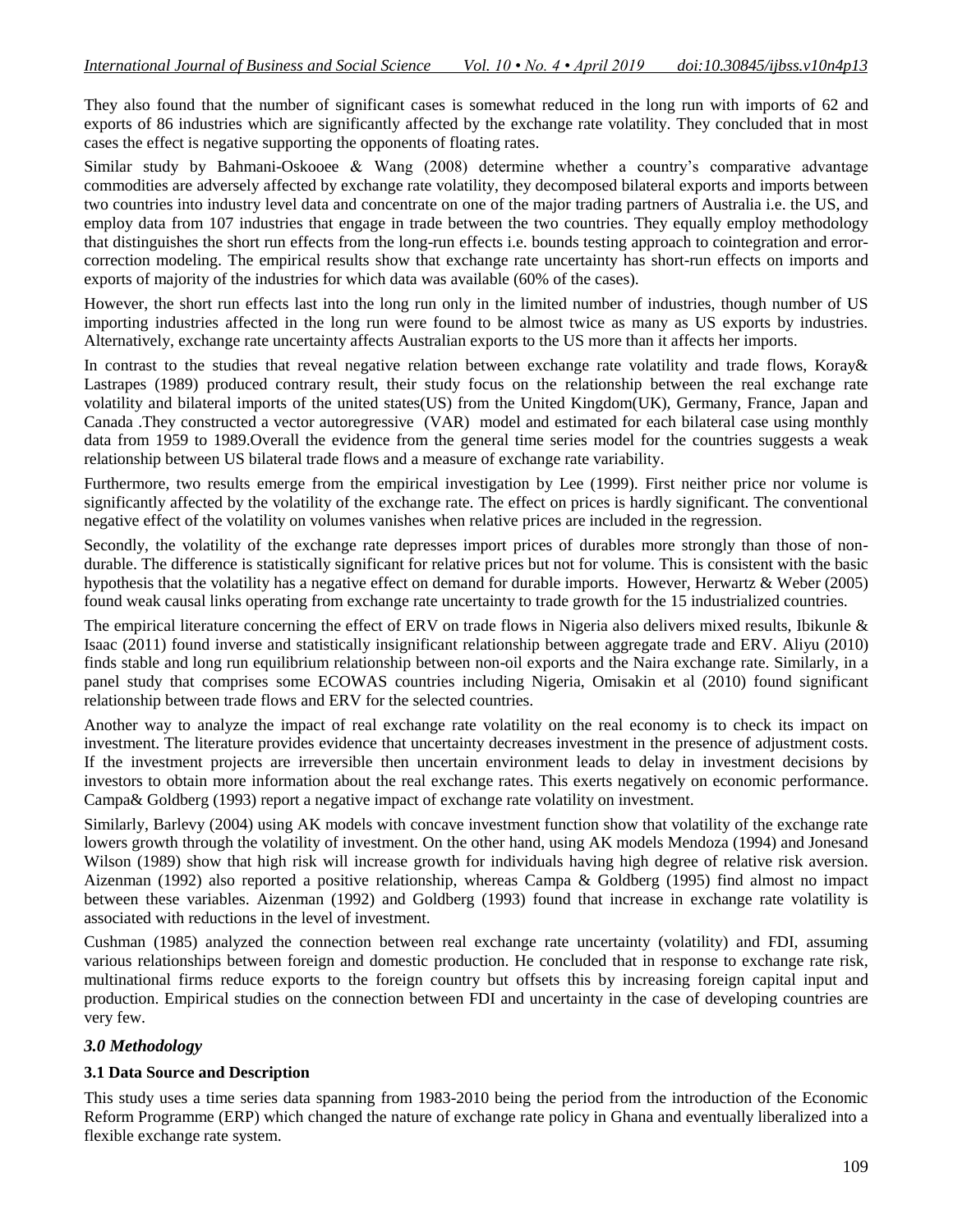They also found that the number of significant cases is somewhat reduced in the long run with imports of 62 and exports of 86 industries which are significantly affected by the exchange rate volatility. They concluded that in most cases the effect is negative supporting the opponents of floating rates.

Similar study by Bahmani-Oskooee & Wang (2008) determine whether a country's comparative advantage commodities are adversely affected by exchange rate volatility, they decomposed bilateral exports and imports between two countries into industry level data and concentrate on one of the major trading partners of Australia i.e. the US, and employ data from 107 industries that engage in trade between the two countries. They equally employ methodology that distinguishes the short run effects from the long-run effects i.e. bounds testing approach to cointegration and error-correction modeling. The empirical results show that exchange rate uncertainty has short-run effects on imports and exports of majority of the industries for which data was available (60% of the cases).

However, the short run effects last into the long run only in the limited number of industries, though number of US importing industries affected in the long run were found to be almost twice as many as US exports by industries. Alternatively, exchange rate uncertainty affects Australian exports to the US more than it affects her imports.

In contrast to the studies that reveal negative relation between exchange rate volatility and trade flows, Koray& Lastrapes (1989) produced contrary result, their study focus on the relationship between the real exchange rate volatility and bilateral imports of the united states(US) from the United Kingdom(UK), Germany, France, Japan and Canada .They constructed a vector autoregressive (VAR) model and estimated for each bilateral case using monthly data from 1959 to 1989.Overall the evidence from the general time series model for the countries suggests a weak relationship between US bilateral trade flows and a measure of exchange rate variability.

Furthermore, two results emerge from the empirical investigation by Lee (1999). First neither price nor volume is significantly affected by the volatility of the exchange rate. The effect on prices is hardly significant. The conventional negative effect of the volatility on volumes vanishes when relative prices are included in the regression.

Secondly, the volatility of the exchange rate depresses import prices of durables more strongly than those of non-durable. The difference is statistically significant for relative prices but not for volume. This is consistent with the basic hypothesis that the volatility has a negative effect on demand for durable imports. However, Herwartz & Weber (2005) found weak causal links operating from exchange rate uncertainty to trade growth for the 15 industrialized countries.

The empirical literature concerning the effect of ERV on trade flows in Nigeria also delivers mixed results, Ibikunle & Isaac (2011) found inverse and statistically insignificant relationship between aggregate trade and ERV. Aliyu (2010) finds stable and long run equilibrium relationship between non-oil exports and the Naira exchange rate. Similarly, in a panel study that comprises some ECOWAS countries including Nigeria, Omisakin et al (2010) found significant relationship between trade flows and ERV for the selected countries.

Another way to analyze the impact of real exchange rate volatility on the real economy is to check its impact on investment. The literature provides evidence that uncertainty decreases investment in the presence of adjustment costs. If the investment projects are irreversible then uncertain environment leads to delay in investment decisions by investors to obtain more information about the real exchange rates. This exerts negatively on economic performance. Campa& Goldberg (1993) report a negative impact of exchange rate volatility on investment.

Similarly, Barlevy (2004) using AK models with concave investment function show that volatility of the exchange rate lowers growth through the volatility of investment. On the other hand, using AK models Mendoza (1994) and Jonesand Wilson (1989) show that high risk will increase growth for individuals having high degree of relative risk aversion. Aizenman (1992) also reported a positive relationship, whereas Campa & Goldberg (1995) find almost no impact between these variables. Aizenman (1992) and Goldberg (1993) found that increase in exchange rate volatility is associated with reductions in the level of investment.

Cushman (1985) analyzed the connection between real exchange rate uncertainty (volatility) and FDI, assuming various relationships between foreign and domestic production. He concluded that in response to exchange rate risk, multinational firms reduce exports to the foreign country but offsets this by increasing foreign capital input and production. Empirical studies on the connection between FDI and uncertainty in the case of developing countries are very few.

## *3.0 Methodology*

### **3.1 Data Source and Description**

This study uses a time series data spanning from 1983-2010 being the period from the introduction of the Economic Reform Programme (ERP) which changed the nature of exchange rate policy in Ghana and eventually liberalized into a flexible exchange rate system.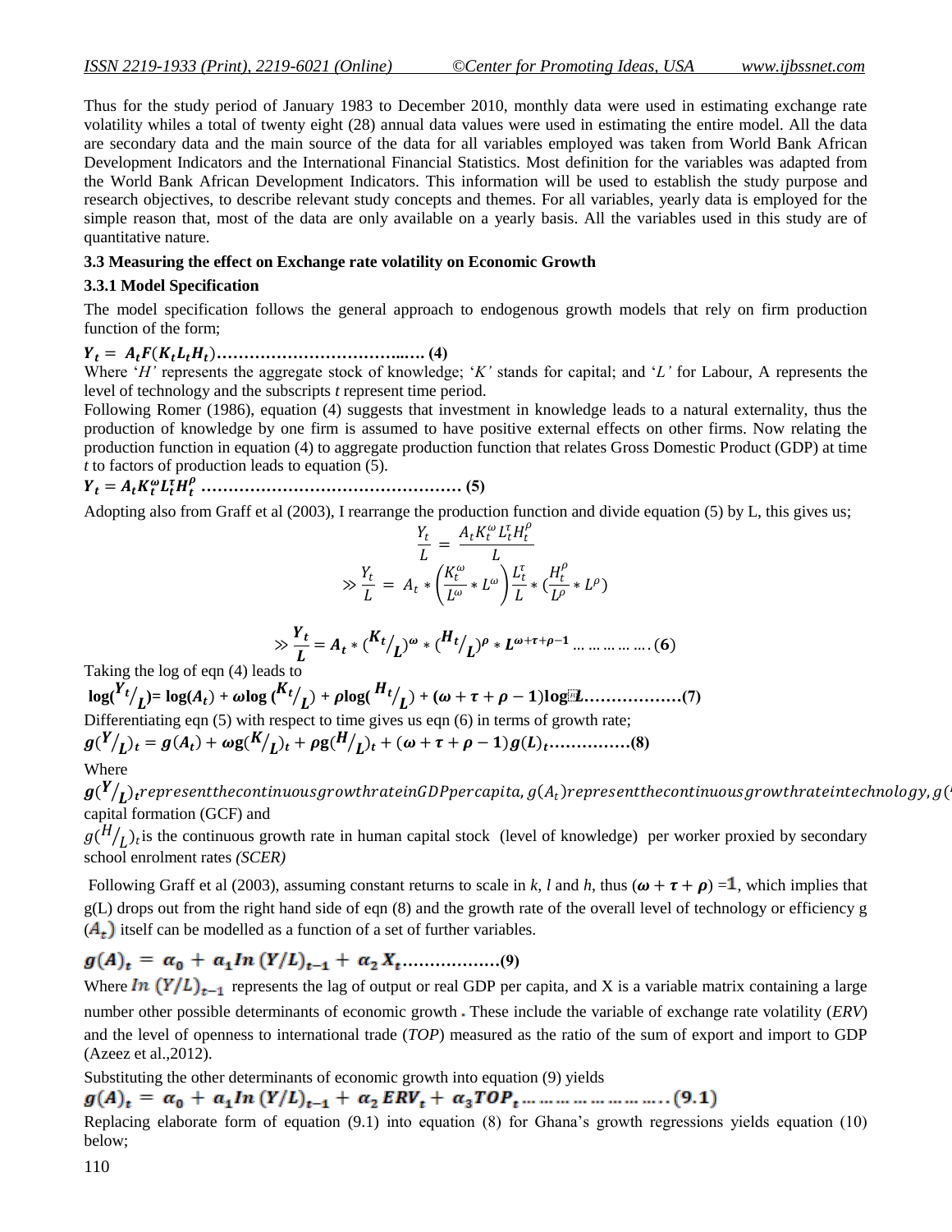Thus for the study period of January 1983 to December 2010, monthly data were used in estimating exchange rate volatility whiles a total of twenty eight (28) annual data values were used in estimating the entire model. All the data are secondary data and the main source of the data for all variables employed was taken from World Bank African Development Indicators and the International Financial Statistics. Most definition for the variables was adapted from the World Bank African Development Indicators. This information will be used to establish the study purpose and research objectives, to describe relevant study concepts and themes. For all variables, yearly data is employed for the simple reason that, most of the data are only available on a yearly basis. All the variables used in this study are of quantitative nature.

### 3.3 Measuring the effect on Exchange rate volatility on Economic Growth

#### 3.3.1 Model Specification

The model specification follows the general approach to endogenous growth models that rely on firm production function of the form;

$$Y_t = A_t F(K_t L_t H_t) \text{……………………………..…. (4)}$$

Where '*H'* represents the aggregate stock of knowledge; '*K'* stands for capital; and '*L'* for Labour, A represents the level of technology and the subscripts *t* represent time period.

Following Romer (1986), equation (4) suggests that investment in knowledge leads to a natural externality, thus the production of knowledge by one firm is assumed to have positive external effects on other firms. Now relating the production function in equation (4) to aggregate production function that relates Gross Domestic Product (GDP) at time *t* to factors of production leads to equation (5).

$$Y_t = A_t K_t^{\omega} L_t^{\tau} H_t^{\rho} \text{ ………………………………………… (5)}$$

Adopting also from Graff et al (2003), I rearrange the production function and divide equation (5) by L, this gives us;

$$\frac{Y_t}{L} = \frac{A_t K_t^{\omega} L_t^{\tau} H_t^{\rho}}{L}$$

$$\gg \frac{Y_t}{L} = A_t * \left(\frac{K_t^{\omega}}{L^{\omega}} * L^{\omega}\right) \frac{L_t^{\tau}}{L} * \left(\frac{H_t^{\rho}}{L^{\rho}} * L^{\rho}\right)$$

$$\gg \frac{Y_t}{L} = A_t * \left(K_t/L\right)^{\omega} * \left(H_t/L\right)^{\rho} * L^{\omega+\tau+\rho-1} \text{ … … … … ….(6)}$$

Taking the log of eqn (4) leads to

$$\log(Y_t/L) = \log(A_t) + \omega\log(K_t/L) + \rho\log(H_t/L) + (\omega+\tau+\rho-1)\log L \text{………………(7)}$$

Differentiating eqn (5) with respect to time gives us eqn (6) in terms of growth rate;

$$g(Y/L)_t = g(A_t) + \omega g(K/L)_t + \rho g(H/L)_t + (\omega+\tau+\rho-1)g(L)_t \text{……………(8)}$$

Where

$g(Y/L)_t$ represent the continuous growth rate in GDP per capita, $g(A_t)$ represent the continuous growth rate in technology, $g($ capital formation (GCF) and

$g(H/L)_t$ is the continuous growth rate in human capital stock (level of knowledge) per worker proxied by secondary school enrolment rates *(SCER)*

Following Graff et al (2003), assuming constant returns to scale in *k, l* and *h*, thus $(\omega + \tau + \rho) = 1$, which implies that g(L) drops out from the right hand side of eqn (8) and the growth rate of the overall level of technology or efficiency g $(A_t)$ itself can be modelled as a function of a set of further variables.

$$g(A)_t = \alpha_0 + \alpha_1 In\,(Y/L)_{t-1} + \alpha_2 X_t \text{………………(9)}$$

Where $In\,(Y/L)_{t-1}$ represents the lag of output or real GDP per capita, and X is a variable matrix containing a large number other possible determinants of economic growth. These include the variable of exchange rate volatility (*ERV*) and the level of openness to international trade (*TOP*) measured as the ratio of the sum of export and import to GDP (Azeez et al.,2012).

Substituting the other determinants of economic growth into equation (9) yields

$$g(A)_t = \alpha_0 + \alpha_1 In\,(Y/L)_{t-1} + \alpha_2 ERV_t + \alpha_3 TOP_t \text{ … … … … … … … ..(9.1)}$$

Replacing elaborate form of equation (9.1) into equation (8) for Ghana's growth regressions yields equation (10) below;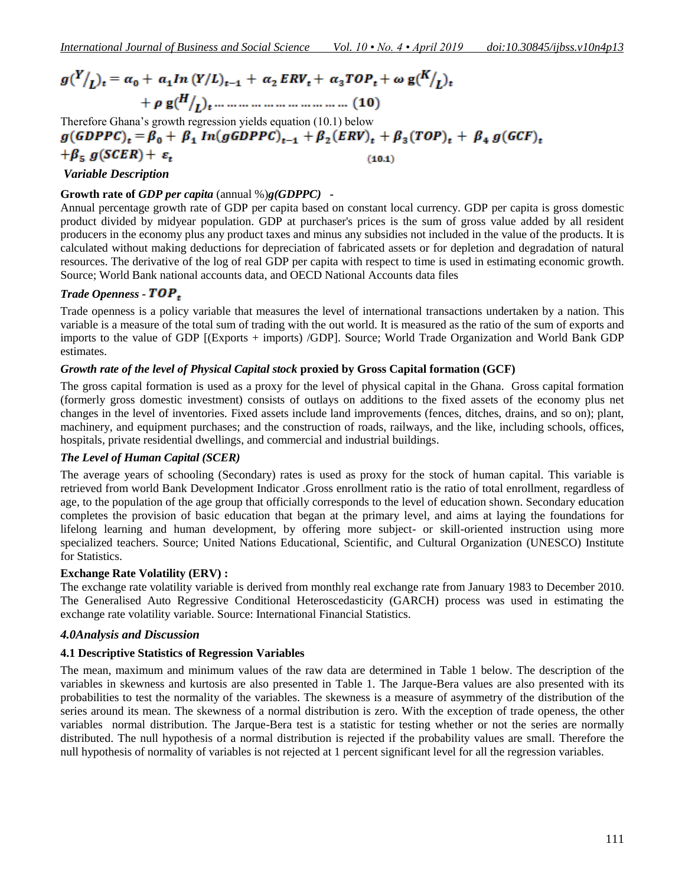$$g(Y/_L)_t = \alpha_0 + \alpha_1 In\,(Y/L)_{t-1} + \alpha_2\,ERV_t + \alpha_3 TOP_t + \omega\,g(K/_L)_t + \rho\,g(H/_L)_t \quad (10)$$

Therefore Ghana's growth regression yields equation (10.1) below

$$g(GDPPC)_t = \beta_0 + \beta_1\,In(gGDPPC)_{t-1} + \beta_2(ERV)_t + \beta_3(TOP)_t + \beta_4\,g(GCF)_t + \beta_5\,g(SCER) + \varepsilon_t \quad (10.1)$$

***Variable Description***

**Growth rate of *GDP per capita*** (annual %)***g(GDPPC)* -**

Annual percentage growth rate of GDP per capita based on constant local currency. GDP per capita is gross domestic product divided by midyear population. GDP at purchaser's prices is the sum of gross value added by all resident producers in the economy plus any product taxes and minus any subsidies not included in the value of the products. It is calculated without making deductions for depreciation of fabricated assets or for depletion and degradation of natural resources. The derivative of the log of real GDP per capita with respect to time is used in estimating economic growth. Source; World Bank national accounts data, and OECD National Accounts data files

***Trade Openness* - $TOP_t$**

Trade openness is a policy variable that measures the level of international transactions undertaken by a nation. This variable is a measure of the total sum of trading with the out world. It is measured as the ratio of the sum of exports and imports to the value of GDP [(Exports + imports) /GDP]. Source; World Trade Organization and World Bank GDP estimates.

***Growth rate of the level of Physical Capital stock* proxied by Gross Capital formation (GCF)**

The gross capital formation is used as a proxy for the level of physical capital in the Ghana. Gross capital formation (formerly gross domestic investment) consists of outlays on additions to the fixed assets of the economy plus net changes in the level of inventories. Fixed assets include land improvements (fences, ditches, drains, and so on); plant, machinery, and equipment purchases; and the construction of roads, railways, and the like, including schools, offices, hospitals, private residential dwellings, and commercial and industrial buildings.

***The Level of Human Capital (SCER)***

The average years of schooling (Secondary) rates is used as proxy for the stock of human capital. This variable is retrieved from world Bank Development Indicator .Gross enrollment ratio is the ratio of total enrollment, regardless of age, to the population of the age group that officially corresponds to the level of education shown. Secondary education completes the provision of basic education that began at the primary level, and aims at laying the foundations for lifelong learning and human development, by offering more subject- or skill-oriented instruction using more specialized teachers. Source; United Nations Educational, Scientific, and Cultural Organization (UNESCO) Institute for Statistics.

**Exchange Rate Volatility (ERV) :**

The exchange rate volatility variable is derived from monthly real exchange rate from January 1983 to December 2010. The Generalised Auto Regressive Conditional Heteroscedasticity (GARCH) process was used in estimating the exchange rate volatility variable. Source: International Financial Statistics.

## *4.0Analysis and Discussion*

### 4.1 Descriptive Statistics of Regression Variables

The mean, maximum and minimum values of the raw data are determined in Table 1 below. The description of the variables in skewness and kurtosis are also presented in Table 1. The Jarque-Bera values are also presented with its probabilities to test the normality of the variables. The skewness is a measure of asymmetry of the distribution of the series around its mean. The skewness of a normal distribution is zero. With the exception of trade openess, the other variables normal distribution. The Jarque-Bera test is a statistic for testing whether or not the series are normally distributed. The null hypothesis of a normal distribution is rejected if the probability values are small. Therefore the null hypothesis of normality of variables is not rejected at 1 percent significant level for all the regression variables.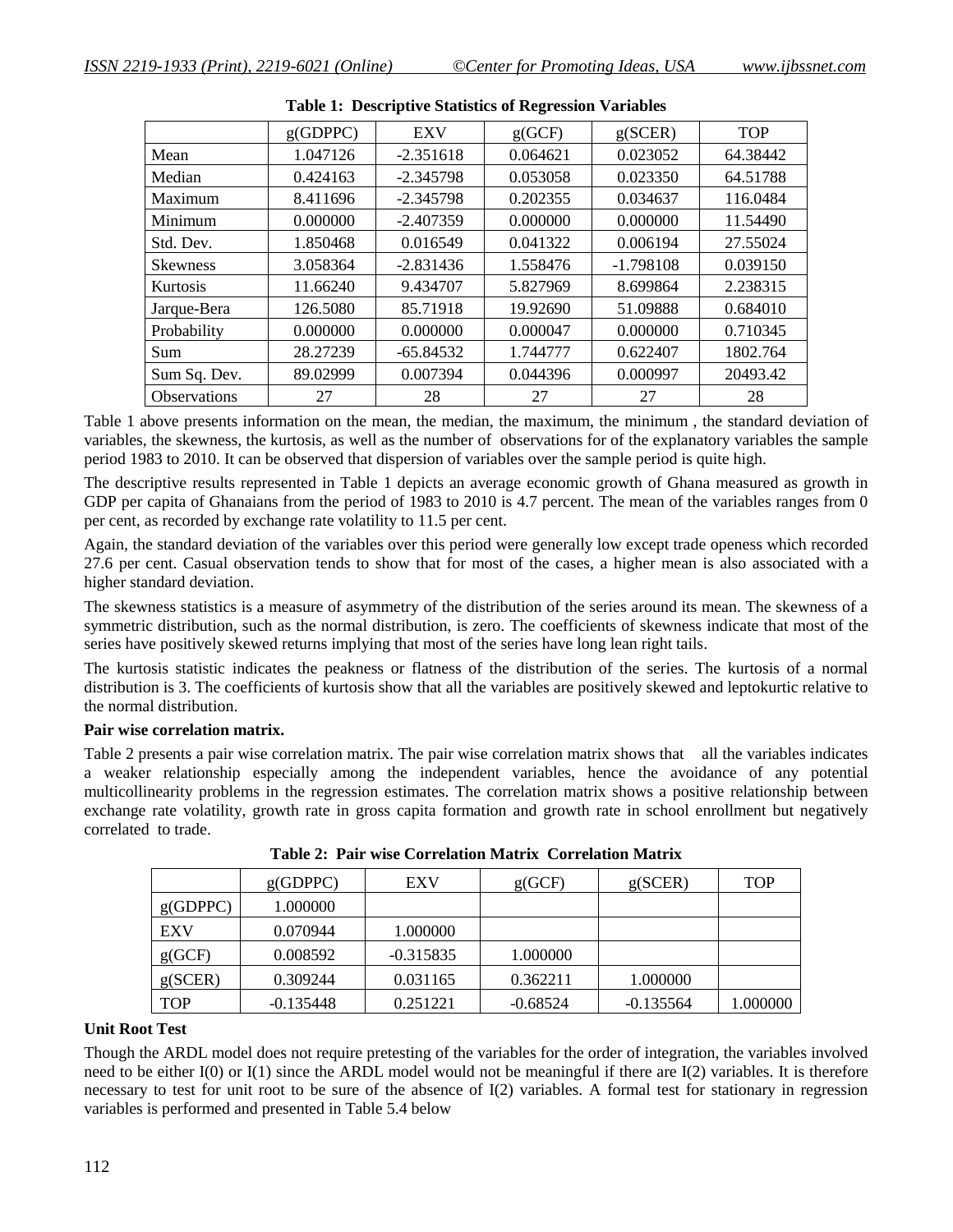**Table 1: Descriptive Statistics of Regression Variables**

| | g(GDPPC) | EXV | g(GCF) | g(SCER) | TOP |
|---|---|---|---|---|---|
| Mean | 1.047126 | -2.351618 | 0.064621 | 0.023052 | 64.38442 |
| Median | 0.424163 | -2.345798 | 0.053058 | 0.023350 | 64.51788 |
| Maximum | 8.411696 | -2.345798 | 0.202355 | 0.034637 | 116.0484 |
| Minimum | 0.000000 | -2.407359 | 0.000000 | 0.000000 | 11.54490 |
| Std. Dev. | 1.850468 | 0.016549 | 0.041322 | 0.006194 | 27.55024 |
| Skewness | 3.058364 | -2.831436 | 1.558476 | -1.798108 | 0.039150 |
| Kurtosis | 11.66240 | 9.434707 | 5.827969 | 8.699864 | 2.238315 |
| Jarque-Bera | 126.5080 | 85.71918 | 19.92690 | 51.09888 | 0.684010 |
| Probability | 0.000000 | 0.000000 | 0.000047 | 0.000000 | 0.710345 |
| Sum | 28.27239 | -65.84532 | 1.744777 | 0.622407 | 1802.764 |
| Sum Sq. Dev. | 89.02999 | 0.007394 | 0.044396 | 0.000997 | 20493.42 |
| Observations | 27 | 28 | 27 | 27 | 28 |

Table 1 above presents information on the mean, the median, the maximum, the minimum , the standard deviation of variables, the skewness, the kurtosis, as well as the number of observations for of the explanatory variables the sample period 1983 to 2010. It can be observed that dispersion of variables over the sample period is quite high.

The descriptive results represented in Table 1 depicts an average economic growth of Ghana measured as growth in GDP per capita of Ghanaians from the period of 1983 to 2010 is 4.7 percent. The mean of the variables ranges from 0 per cent, as recorded by exchange rate volatility to 11.5 per cent.

Again, the standard deviation of the variables over this period were generally low except trade openess which recorded 27.6 per cent. Casual observation tends to show that for most of the cases, a higher mean is also associated with a higher standard deviation.

The skewness statistics is a measure of asymmetry of the distribution of the series around its mean. The skewness of a symmetric distribution, such as the normal distribution, is zero. The coefficients of skewness indicate that most of the series have positively skewed returns implying that most of the series have long lean right tails.

The kurtosis statistic indicates the peakness or flatness of the distribution of the series. The kurtosis of a normal distribution is 3. The coefficients of kurtosis show that all the variables are positively skewed and leptokurtic relative to the normal distribution.

**Pair wise correlation matrix.**

Table 2 presents a pair wise correlation matrix. The pair wise correlation matrix shows that all the variables indicates a weaker relationship especially among the independent variables, hence the avoidance of any potential multicollinearity problems in the regression estimates. The correlation matrix shows a positive relationship between exchange rate volatility, growth rate in gross capita formation and growth rate in school enrollment but negatively correlated to trade.

**Table 2: Pair wise Correlation Matrix Correlation Matrix**

| | g(GDPPC) | EXV | g(GCF) | g(SCER) | TOP |
|---|---|---|---|---|---|
| g(GDPPC) | 1.000000 | | | | |
| EXV | 0.070944 | 1.000000 | | | |
| g(GCF) | 0.008592 | -0.315835 | 1.000000 | | |
| g(SCER) | 0.309244 | 0.031165 | 0.362211 | 1.000000 | |
| TOP | -0.135448 | 0.251221 | -0.68524 | -0.135564 | 1.000000 |

**Unit Root Test**

Though the ARDL model does not require pretesting of the variables for the order of integration, the variables involved need to be either I(0) or I(1) since the ARDL model would not be meaningful if there are I(2) variables. It is therefore necessary to test for unit root to be sure of the absence of I(2) variables. A formal test for stationary in regression variables is performed and presented in Table 5.4 below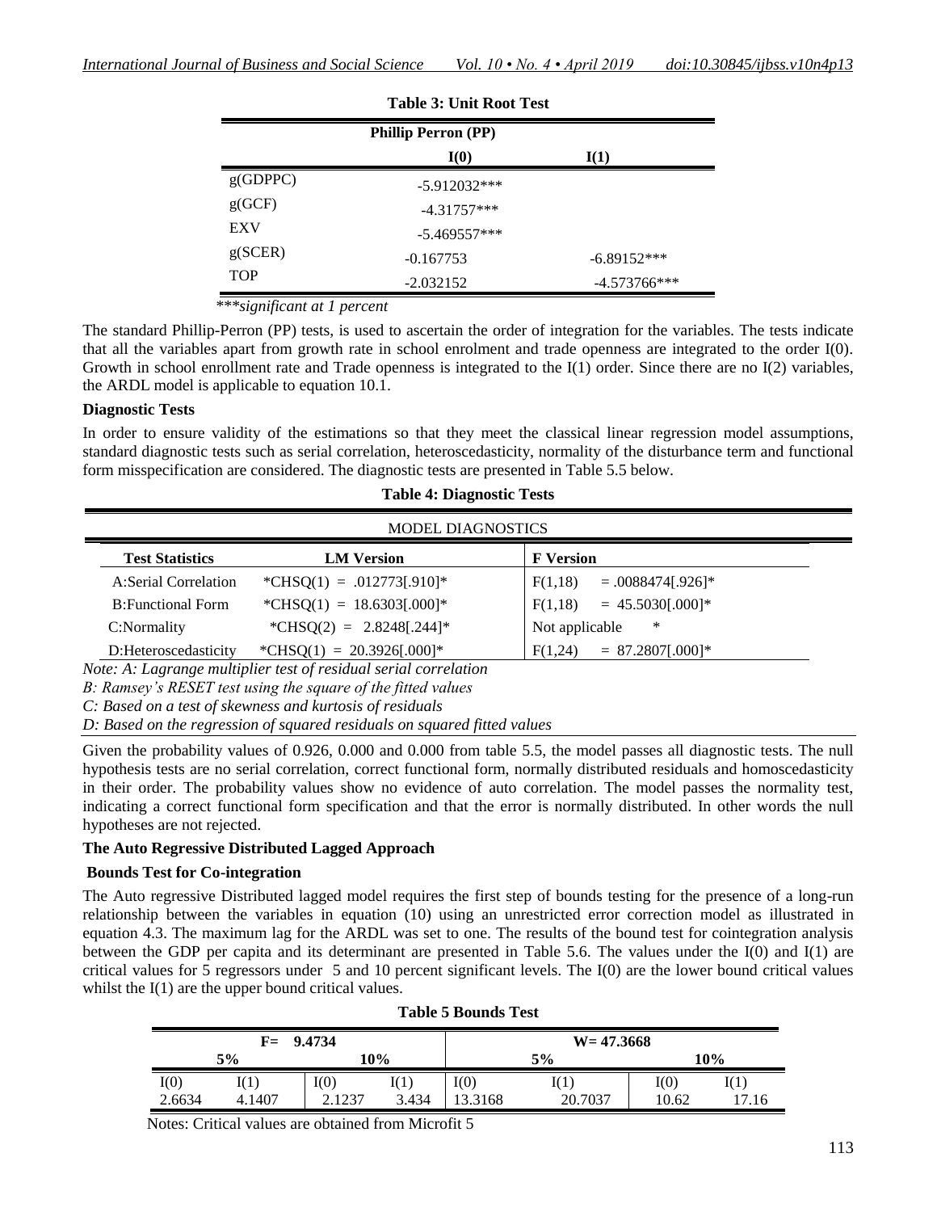**Table 3: Unit Root Test**

| | Phillip Perron (PP) | |
|---|---|---|
| | I(0) | I(1) |
| g(GDPPC) | -5.912032*** | |
| g(GCF) | -4.31757*** | |
| EXV | -5.469557*** | |
| g(SCER) | -0.167753 | -6.89152*** |
| TOP | -2.032152 | -4.573766*** |

****significant at 1 percent*

The standard Phillip-Perron (PP) tests, is used to ascertain the order of integration for the variables. The tests indicate that all the variables apart from growth rate in school enrolment and trade openness are integrated to the order I(0). Growth in school enrollment rate and Trade openness is integrated to the I(1) order. Since there are no I(2) variables, the ARDL model is applicable to equation 10.1.

**Diagnostic Tests**

In order to ensure validity of the estimations so that they meet the classical linear regression model assumptions, standard diagnostic tests such as serial correlation, heteroscedasticity, normality of the disturbance term and functional form misspecification are considered. The diagnostic tests are presented in Table 5.5 below.

**Table 4: Diagnostic Tests**

| MODEL DIAGNOSTICS | | |
|---|---|---|
| **Test Statistics** | **LM Version** | **F Version** |
| A:Serial Correlation | *CHSQ(1) = .012773[.910]* | F(1,18) = .0088474[.926]* |
| B:Functional Form | *CHSQ(1) = 18.6303[.000]* | F(1,18) = 45.5030[.000]* |
| C:Normality | *CHSQ(2) = 2.8248[.244]* | Not applicable * |
| D:Heteroscedasticity | *CHSQ(1) = 20.3926[.000]* | F(1,24) = 87.2807[.000]* |

*Note: A: Lagrange multiplier test of residual serial correlation*

*B: Ramsey's RESET test using the square of the fitted values*

*C: Based on a test of skewness and kurtosis of residuals*

*D: Based on the regression of squared residuals on squared fitted values*

Given the probability values of 0.926, 0.000 and 0.000 from table 5.5, the model passes all diagnostic tests. The null hypothesis tests are no serial correlation, correct functional form, normally distributed residuals and homoscedasticity in their order. The probability values show no evidence of auto correlation. The model passes the normality test, indicating a correct functional form specification and that the error is normally distributed. In other words the null hypotheses are not rejected.

**The Auto Regressive Distributed Lagged Approach**

**Bounds Test for Co-integration**

The Auto regressive Distributed lagged model requires the first step of bounds testing for the presence of a long-run relationship between the variables in equation (10) using an unrestricted error correction model as illustrated in equation 4.3. The maximum lag for the ARDL was set to one. The results of the bound test for cointegration analysis between the GDP per capita and its determinant are presented in Table 5.6. The values under the I(0) and I(1) are critical values for 5 regressors under 5 and 10 percent significant levels. The I(0) are the lower bound critical values whilst the I(1) are the upper bound critical values.

**Table 5 Bounds Test**

| F= 9.4734 | | | | W= 47.3668 | | | |
|---|---|---|---|---|---|---|---|
| 5% | | 10% | | 5% | | 10% | |
| I(0) | I(1) | I(0) | I(1) | I(0) | I(1) | I(0) | I(1) |
| 2.6634 | 4.1407 | 2.1237 | 3.434 | 13.3168 | 20.7037 | 10.62 | 17.16 |

Notes: Critical values are obtained from Microfit 5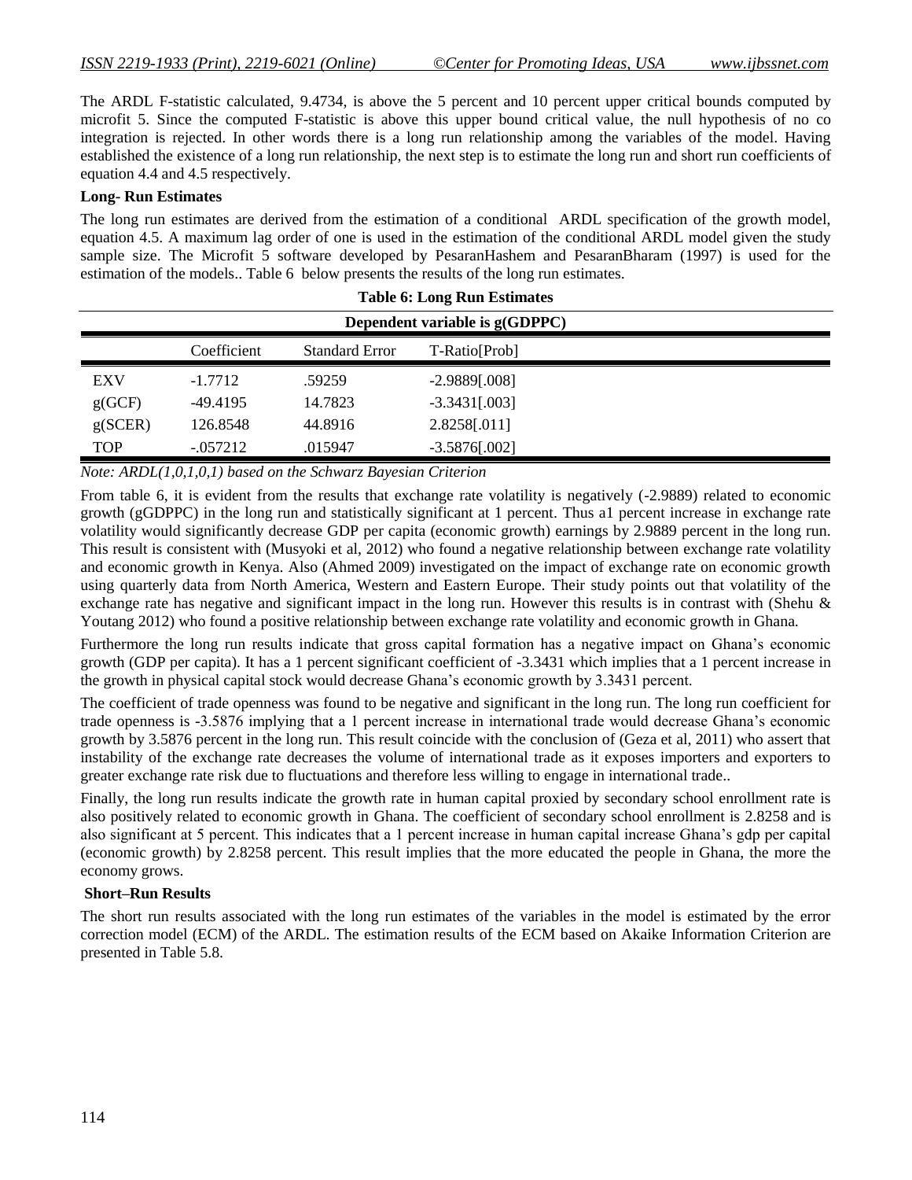The ARDL F-statistic calculated, 9.4734, is above the 5 percent and 10 percent upper critical bounds computed by microfit 5. Since the computed F-statistic is above this upper bound critical value, the null hypothesis of no co integration is rejected. In other words there is a long run relationship among the variables of the model. Having established the existence of a long run relationship, the next step is to estimate the long run and short run coefficients of equation 4.4 and 4.5 respectively.

**Long- Run Estimates**

The long run estimates are derived from the estimation of a conditional ARDL specification of the growth model, equation 4.5. A maximum lag order of one is used in the estimation of the conditional ARDL model given the study sample size. The Microfit 5 software developed by PesaranHashem and PesaranBharam (1997) is used for the estimation of the models.. Table 6 below presents the results of the long run estimates.

**Table 6: Long Run Estimates**

| Dependent variable is g(GDPPC) | | | |
|---|---|---|---|
| | Coefficient | Standard Error | T-Ratio[Prob] |
| EXV | -1.7712 | .59259 | -2.9889[.008] |
| g(GCF) | -49.4195 | 14.7823 | -3.3431[.003] |
| g(SCER) | 126.8548 | 44.8916 | 2.8258[.011] |
| TOP | -.057212 | .015947 | -3.5876[.002] |

*Note: ARDL(1,0,1,0,1) based on the Schwarz Bayesian Criterion*

From table 6, it is evident from the results that exchange rate volatility is negatively (-2.9889) related to economic growth (gGDPPC) in the long run and statistically significant at 1 percent. Thus a1 percent increase in exchange rate volatility would significantly decrease GDP per capita (economic growth) earnings by 2.9889 percent in the long run. This result is consistent with (Musyoki et al, 2012) who found a negative relationship between exchange rate volatility and economic growth in Kenya. Also (Ahmed 2009) investigated on the impact of exchange rate on economic growth using quarterly data from North America, Western and Eastern Europe. Their study points out that volatility of the exchange rate has negative and significant impact in the long run. However this results is in contrast with (Shehu & Youtang 2012) who found a positive relationship between exchange rate volatility and economic growth in Ghana.

Furthermore the long run results indicate that gross capital formation has a negative impact on Ghana's economic growth (GDP per capita). It has a 1 percent significant coefficient of -3.3431 which implies that a 1 percent increase in the growth in physical capital stock would decrease Ghana's economic growth by 3.3431 percent.

The coefficient of trade openness was found to be negative and significant in the long run. The long run coefficient for trade openness is -3.5876 implying that a 1 percent increase in international trade would decrease Ghana's economic growth by 3.5876 percent in the long run. This result coincide with the conclusion of (Geza et al, 2011) who assert that instability of the exchange rate decreases the volume of international trade as it exposes importers and exporters to greater exchange rate risk due to fluctuations and therefore less willing to engage in international trade..

Finally, the long run results indicate the growth rate in human capital proxied by secondary school enrollment rate is also positively related to economic growth in Ghana. The coefficient of secondary school enrollment is 2.8258 and is also significant at 5 percent. This indicates that a 1 percent increase in human capital increase Ghana's gdp per capital (economic growth) by 2.8258 percent. This result implies that the more educated the people in Ghana, the more the economy grows.

**Short–Run Results**

The short run results associated with the long run estimates of the variables in the model is estimated by the error correction model (ECM) of the ARDL. The estimation results of the ECM based on Akaike Information Criterion are presented in Table 5.8.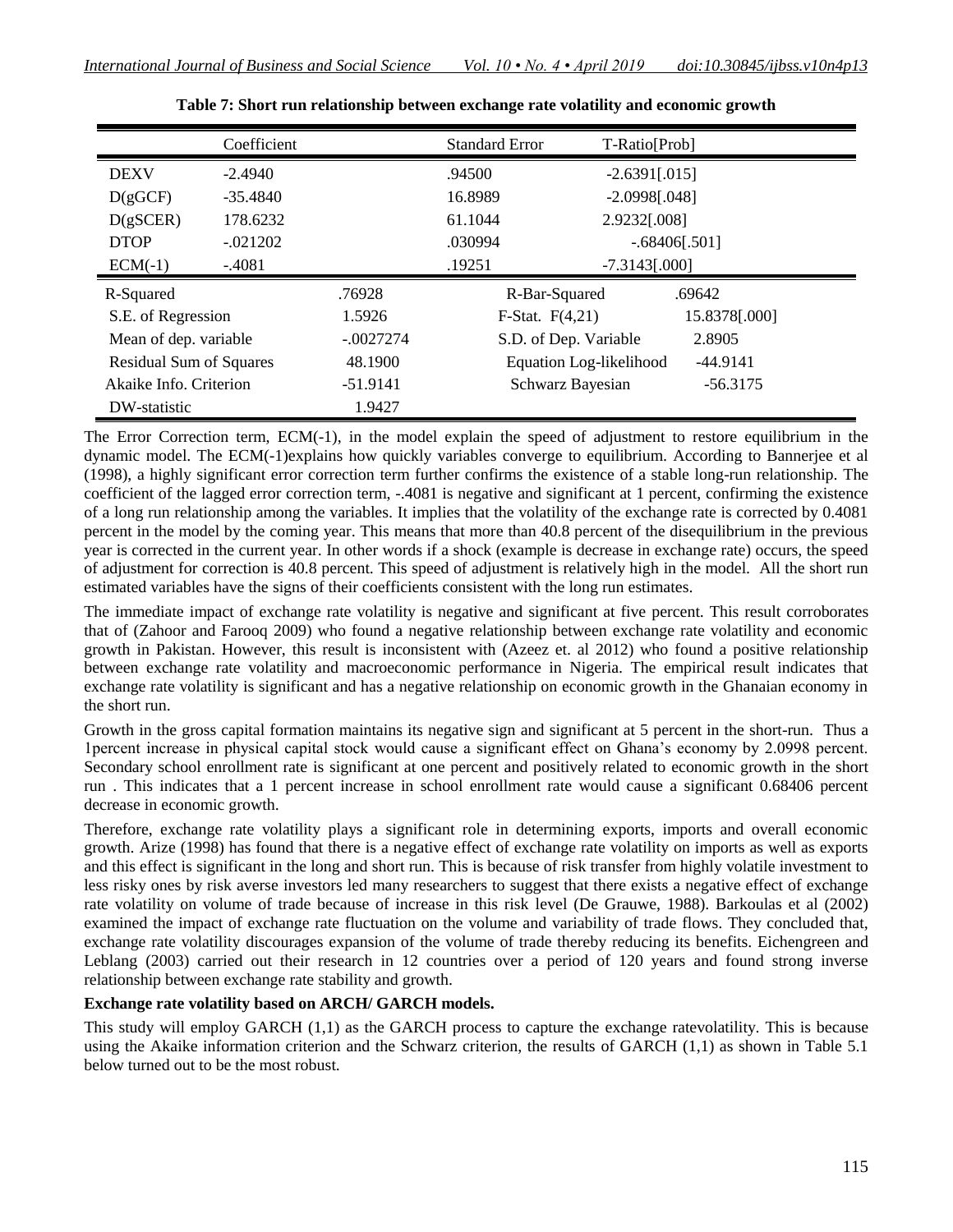**Table 7: Short run relationship between exchange rate volatility and economic growth**

| | Coefficient | Standard Error | T-Ratio[Prob] |
|---|---|---|---|
| DEXV | -2.4940 | .94500 | -2.6391[.015] |
| D(gGCF) | -35.4840 | 16.8989 | -2.0998[.048] |
| D(gSCER) | 178.6232 | 61.1044 | 2.9232[.008] |
| DTOP | -.021202 | .030994 | -.68406[.501] |
| ECM(-1) | -.4081 | .19251 | -7.3143[.000] |

| | | | |
|---|---|---|---|
| R-Squared | .76928 | R-Bar-Squared | .69642 |
| S.E. of Regression | 1.5926 | F-Stat. F(4,21) | 15.8378[.000] |
| Mean of dep. variable | -.0027274 | S.D. of Dep. Variable | 2.8905 |
| Residual Sum of Squares | 48.1900 | Equation Log-likelihood | -44.9141 |
| Akaike Info. Criterion | -51.9141 | Schwarz Bayesian | -56.3175 |
| DW-statistic | 1.9427 | | |

The Error Correction term, ECM(-1), in the model explain the speed of adjustment to restore equilibrium in the dynamic model. The ECM(-1)explains how quickly variables converge to equilibrium. According to Bannerjee et al (1998), a highly significant error correction term further confirms the existence of a stable long-run relationship. The coefficient of the lagged error correction term, -.4081 is negative and significant at 1 percent, confirming the existence of a long run relationship among the variables. It implies that the volatility of the exchange rate is corrected by 0.4081 percent in the model by the coming year. This means that more than 40.8 percent of the disequilibrium in the previous year is corrected in the current year. In other words if a shock (example is decrease in exchange rate) occurs, the speed of adjustment for correction is 40.8 percent. This speed of adjustment is relatively high in the model. All the short run estimated variables have the signs of their coefficients consistent with the long run estimates.

The immediate impact of exchange rate volatility is negative and significant at five percent. This result corroborates that of (Zahoor and Farooq 2009) who found a negative relationship between exchange rate volatility and economic growth in Pakistan. However, this result is inconsistent with (Azeez et. al 2012) who found a positive relationship between exchange rate volatility and macroeconomic performance in Nigeria. The empirical result indicates that exchange rate volatility is significant and has a negative relationship on economic growth in the Ghanaian economy in the short run.

Growth in the gross capital formation maintains its negative sign and significant at 5 percent in the short-run. Thus a 1percent increase in physical capital stock would cause a significant effect on Ghana's economy by 2.0998 percent. Secondary school enrollment rate is significant at one percent and positively related to economic growth in the short run . This indicates that a 1 percent increase in school enrollment rate would cause a significant 0.68406 percent decrease in economic growth.

Therefore, exchange rate volatility plays a significant role in determining exports, imports and overall economic growth. Arize (1998) has found that there is a negative effect of exchange rate volatility on imports as well as exports and this effect is significant in the long and short run. This is because of risk transfer from highly volatile investment to less risky ones by risk averse investors led many researchers to suggest that there exists a negative effect of exchange rate volatility on volume of trade because of increase in this risk level (De Grauwe, 1988). Barkoulas et al (2002) examined the impact of exchange rate fluctuation on the volume and variability of trade flows. They concluded that, exchange rate volatility discourages expansion of the volume of trade thereby reducing its benefits. Eichengreen and Leblang (2003) carried out their research in 12 countries over a period of 120 years and found strong inverse relationship between exchange rate stability and growth.

**Exchange rate volatility based on ARCH/ GARCH models.**

This study will employ GARCH (1,1) as the GARCH process to capture the exchange ratevolatility. This is because using the Akaike information criterion and the Schwarz criterion, the results of GARCH (1,1) as shown in Table 5.1 below turned out to be the most robust.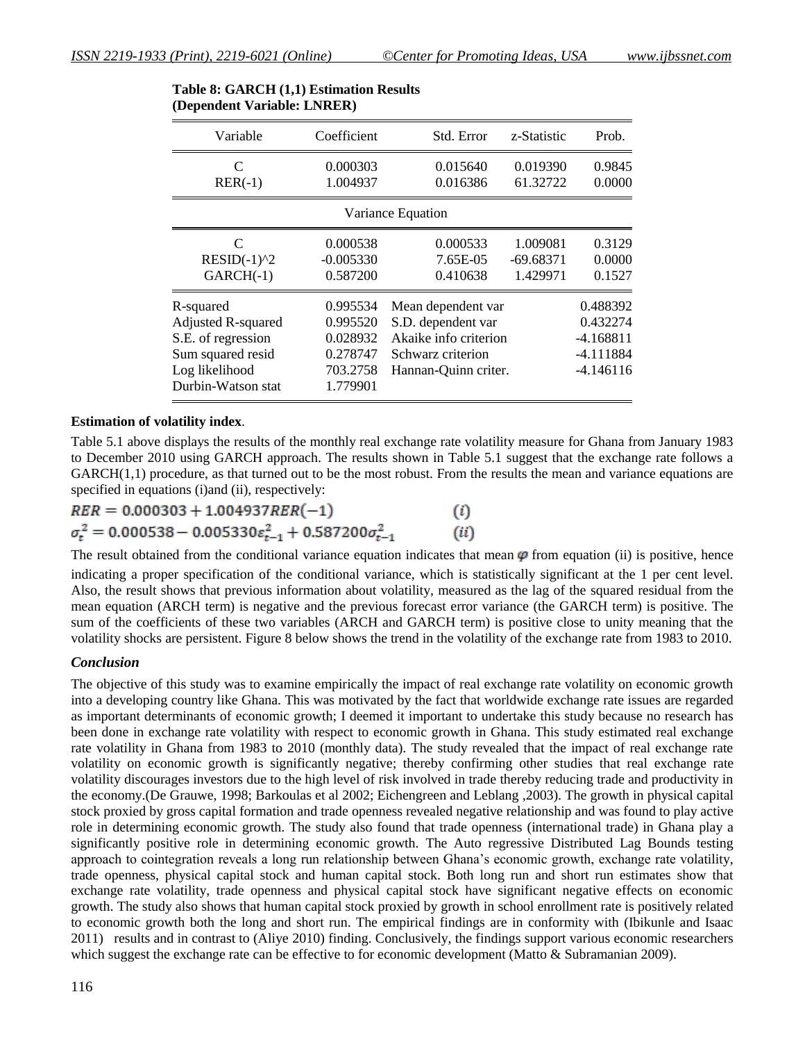**Table 8: GARCH (1,1) Estimation Results (Dependent Variable: LNRER)**

| Variable | Coefficient | Std. Error | z-Statistic | Prob. |
|---|---|---|---|---|
| C | 0.000303 | 0.015640 | 0.019390 | 0.9845 |
| RER(-1) | 1.004937 | 0.016386 | 61.32722 | 0.0000 |
| | | Variance Equation | | |
| C | 0.000538 | 0.000533 | 1.009081 | 0.3129 |
| RESID(-1)^2 | -0.005330 | 7.65E-05 | -69.68371 | 0.0000 |
| GARCH(-1) | 0.587200 | 0.410638 | 1.429971 | 0.1527 |
| R-squared | 0.995534 | Mean dependent var | | 0.488392 |
| Adjusted R-squared | 0.995520 | S.D. dependent var | | 0.432274 |
| S.E. of regression | 0.028932 | Akaike info criterion | | -4.168811 |
| Sum squared resid | 0.278747 | Schwarz criterion | | -4.111884 |
| Log likelihood | 703.2758 | Hannan-Quinn criter. | | -4.146116 |
| Durbin-Watson stat | 1.779901 | | | |

**Estimation of volatility index**.

Table 5.1 above displays the results of the monthly real exchange rate volatility measure for Ghana from January 1983 to December 2010 using GARCH approach. The results shown in Table 5.1 suggest that the exchange rate follows a GARCH(1,1) procedure, as that turned out to be the most robust. From the results the mean and variance equations are specified in equations (i)and (ii), respectively:

$$RER = 0.000303 + 1.004937RER(-1) \qquad (i)$$

$$\sigma_t^2 = 0.000538 - 0.005330\varepsilon_{t-1}^2 + 0.587200\sigma_{t-1}^2 \qquad (ii)$$

The result obtained from the conditional variance equation indicates that mean $\varphi$ from equation (ii) is positive, hence indicating a proper specification of the conditional variance, which is statistically significant at the 1 per cent level. Also, the result shows that previous information about volatility, measured as the lag of the squared residual from the mean equation (ARCH term) is negative and the previous forecast error variance (the GARCH term) is positive. The sum of the coefficients of these two variables (ARCH and GARCH term) is positive close to unity meaning that the volatility shocks are persistent. Figure 8 below shows the trend in the volatility of the exchange rate from 1983 to 2010.

### *Conclusion*

The objective of this study was to examine empirically the impact of real exchange rate volatility on economic growth into a developing country like Ghana. This was motivated by the fact that worldwide exchange rate issues are regarded as important determinants of economic growth; I deemed it important to undertake this study because no research has been done in exchange rate volatility with respect to economic growth in Ghana. This study estimated real exchange rate volatility in Ghana from 1983 to 2010 (monthly data). The study revealed that the impact of real exchange rate volatility on economic growth is significantly negative; thereby confirming other studies that real exchange rate volatility discourages investors due to the high level of risk involved in trade thereby reducing trade and productivity in the economy.(De Grauwe, 1998; Barkoulas et al 2002; Eichengreen and Leblang ,2003). The growth in physical capital stock proxied by gross capital formation and trade openness revealed negative relationship and was found to play active role in determining economic growth. The study also found that trade openness (international trade) in Ghana play a significantly positive role in determining economic growth. The Auto regressive Distributed Lag Bounds testing approach to cointegration reveals a long run relationship between Ghana's economic growth, exchange rate volatility, trade openness, physical capital stock and human capital stock. Both long run and short run estimates show that exchange rate volatility, trade openness and physical capital stock have significant negative effects on economic growth. The study also shows that human capital stock proxied by growth in school enrollment rate is positively related to economic growth both the long and short run. The empirical findings are in conformity with (Ibikunle and Isaac 2011) results and in contrast to (Aliye 2010) finding. Conclusively, the findings support various economic researchers which suggest the exchange rate can be effective to for economic development (Matto & Subramanian 2009).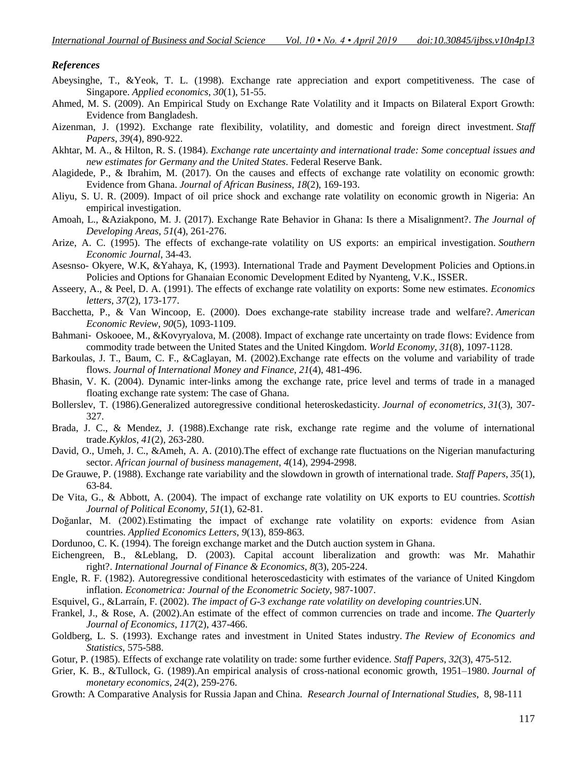### *References*

Abeysinghe, T., &Yeok, T. L. (1998). Exchange rate appreciation and export competitiveness. The case of Singapore. *Applied economics*, *30*(1), 51-55.

Ahmed, M. S. (2009). An Empirical Study on Exchange Rate Volatility and it Impacts on Bilateral Export Growth: Evidence from Bangladesh.

Aizenman, J. (1992). Exchange rate flexibility, volatility, and domestic and foreign direct investment. *Staff Papers*, *39*(4), 890-922.

Akhtar, M. A., & Hilton, R. S. (1984). *Exchange rate uncertainty and international trade: Some conceptual issues and new estimates for Germany and the United States*. Federal Reserve Bank.

Alagidede, P., & Ibrahim, M. (2017). On the causes and effects of exchange rate volatility on economic growth: Evidence from Ghana. *Journal of African Business*, *18*(2), 169-193.

Aliyu, S. U. R. (2009). Impact of oil price shock and exchange rate volatility on economic growth in Nigeria: An empirical investigation.

Amoah, L., &Aziakpono, M. J. (2017). Exchange Rate Behavior in Ghana: Is there a Misalignment?. *The Journal of Developing Areas*, *51*(4), 261-276.

Arize, A. C. (1995). The effects of exchange-rate volatility on US exports: an empirical investigation. *Southern Economic Journal*, 34-43.

Asesnso- Okyere, W.K, &Yahaya, K, (1993). International Trade and Payment Development Policies and Options.in Policies and Options for Ghanaian Economic Development Edited by Nyanteng, V.K., ISSER.

Asseery, A., & Peel, D. A. (1991). The effects of exchange rate volatility on exports: Some new estimates. *Economics letters*, *37*(2), 173-177.

Bacchetta, P., & Van Wincoop, E. (2000). Does exchange-rate stability increase trade and welfare?. *American Economic Review*, *90*(5), 1093-1109.

Bahmani‐ Oskooee, M., &Kovyryalova, M. (2008). Impact of exchange rate uncertainty on trade flows: Evidence from commodity trade between the United States and the United Kingdom. *World Economy*, *31*(8), 1097-1128.

Barkoulas, J. T., Baum, C. F., &Caglayan, M. (2002).Exchange rate effects on the volume and variability of trade flows. *Journal of International Money and Finance*, *21*(4), 481-496.

Bhasin, V. K. (2004). Dynamic inter-links among the exchange rate, price level and terms of trade in a managed floating exchange rate system: The case of Ghana.

Bollerslev, T. (1986).Generalized autoregressive conditional heteroskedasticity. *Journal of econometrics*, *31*(3), 307-327.

Brada, J. C., & Mendez, J. (1988).Exchange rate risk, exchange rate regime and the volume of international trade.*Kyklos*, *41*(2), 263-280.

David, O., Umeh, J. C., &Ameh, A. A. (2010).The effect of exchange rate fluctuations on the Nigerian manufacturing sector. *African journal of business management*, *4*(14), 2994-2998.

De Grauwe, P. (1988). Exchange rate variability and the slowdown in growth of international trade. *Staff Papers*, *35*(1), 63-84.

De Vita, G., & Abbott, A. (2004). The impact of exchange rate volatility on UK exports to EU countries. *Scottish Journal of Political Economy*, *51*(1), 62-81.

Doğanlar, M. (2002).Estimating the impact of exchange rate volatility on exports: evidence from Asian countries. *Applied Economics Letters*, *9*(13), 859-863.

Dordunoo, C. K. (1994). The foreign exchange market and the Dutch auction system in Ghana.

Eichengreen, B., &Leblang, D. (2003). Capital account liberalization and growth: was Mr. Mahathir right?. *International Journal of Finance & Economics*, *8*(3), 205-224.

Engle, R. F. (1982). Autoregressive conditional heteroscedasticity with estimates of the variance of United Kingdom inflation. *Econometrica: Journal of the Econometric Society*, 987-1007.

Esquivel, G., &Larraín, F. (2002). *The impact of G-3 exchange rate volatility on developing countries*.UN.

Frankel, J., & Rose, A. (2002).An estimate of the effect of common currencies on trade and income. *The Quarterly Journal of Economics*, *117*(2), 437-466.

Goldberg, L. S. (1993). Exchange rates and investment in United States industry. *The Review of Economics and Statistics*, 575-588.

Gotur, P. (1985). Effects of exchange rate volatility on trade: some further evidence. *Staff Papers*, *32*(3), 475-512.

Grier, K. B., &Tullock, G. (1989).An empirical analysis of cross-national economic growth, 1951–1980. *Journal of monetary economics*, *24*(2), 259-276.

Growth: A Comparative Analysis for Russia Japan and China. *Research Journal of International Studies*, 8, 98-111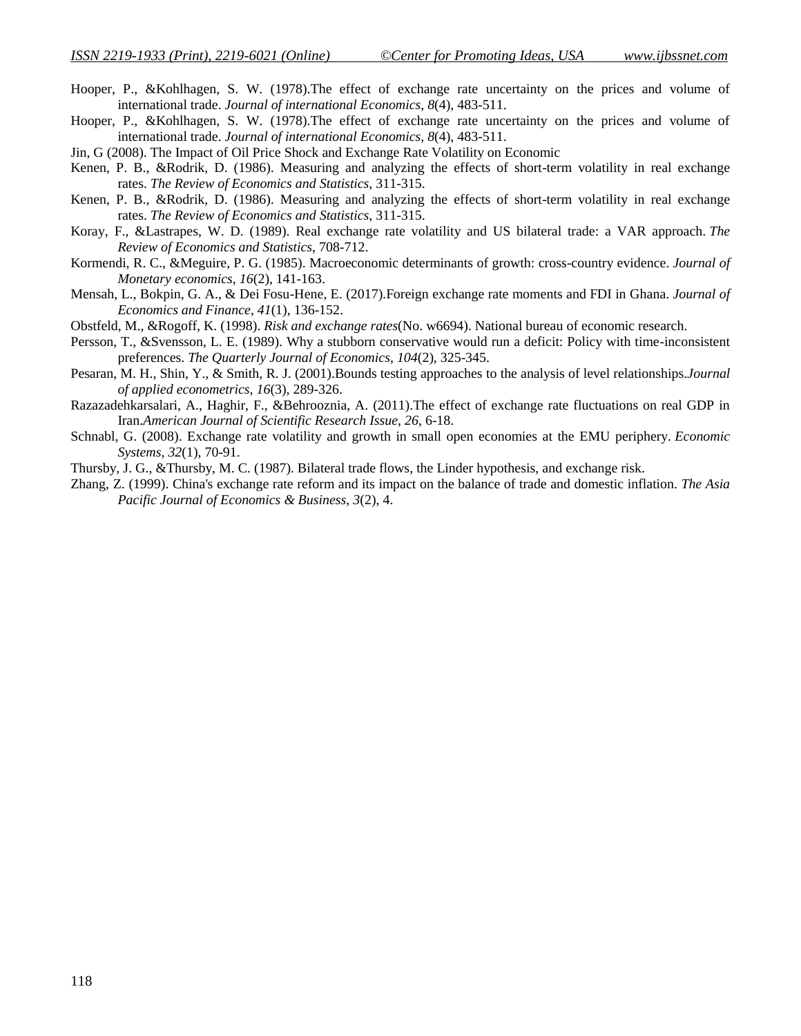Hooper, P., &Kohlhagen, S. W. (1978).The effect of exchange rate uncertainty on the prices and volume of international trade. *Journal of international Economics*, *8*(4), 483-511.

Hooper, P., &Kohlhagen, S. W. (1978).The effect of exchange rate uncertainty on the prices and volume of international trade. *Journal of international Economics*, *8*(4), 483-511.

Jin, G (2008). The Impact of Oil Price Shock and Exchange Rate Volatility on Economic

Kenen, P. B., &Rodrik, D. (1986). Measuring and analyzing the effects of short-term volatility in real exchange rates. *The Review of Economics and Statistics*, 311-315.

Kenen, P. B., &Rodrik, D. (1986). Measuring and analyzing the effects of short-term volatility in real exchange rates. *The Review of Economics and Statistics*, 311-315.

Koray, F., &Lastrapes, W. D. (1989). Real exchange rate volatility and US bilateral trade: a VAR approach. *The Review of Economics and Statistics*, 708-712.

Kormendi, R. C., &Meguire, P. G. (1985). Macroeconomic determinants of growth: cross-country evidence. *Journal of Monetary economics*, *16*(2), 141-163.

Mensah, L., Bokpin, G. A., & Dei Fosu-Hene, E. (2017).Foreign exchange rate moments and FDI in Ghana. *Journal of Economics and Finance*, *41*(1), 136-152.

Obstfeld, M., &Rogoff, K. (1998). *Risk and exchange rates*(No. w6694). National bureau of economic research.

Persson, T., &Svensson, L. E. (1989). Why a stubborn conservative would run a deficit: Policy with time-inconsistent preferences. *The Quarterly Journal of Economics*, *104*(2), 325-345.

Pesaran, M. H., Shin, Y., & Smith, R. J. (2001).Bounds testing approaches to the analysis of level relationships.*Journal of applied econometrics*, *16*(3), 289-326.

Razazadehkarsalari, A., Haghir, F., &Behrooznia, A. (2011).The effect of exchange rate fluctuations on real GDP in Iran.*American Journal of Scientific Research Issue*, *26*, 6-18.

Schnabl, G. (2008). Exchange rate volatility and growth in small open economies at the EMU periphery. *Economic Systems*, *32*(1), 70-91.

Thursby, J. G., &Thursby, M. C. (1987). Bilateral trade flows, the Linder hypothesis, and exchange risk.

Zhang, Z. (1999). China's exchange rate reform and its impact on the balance of trade and domestic inflation. *The Asia Pacific Journal of Economics & Business*, *3*(2), 4.